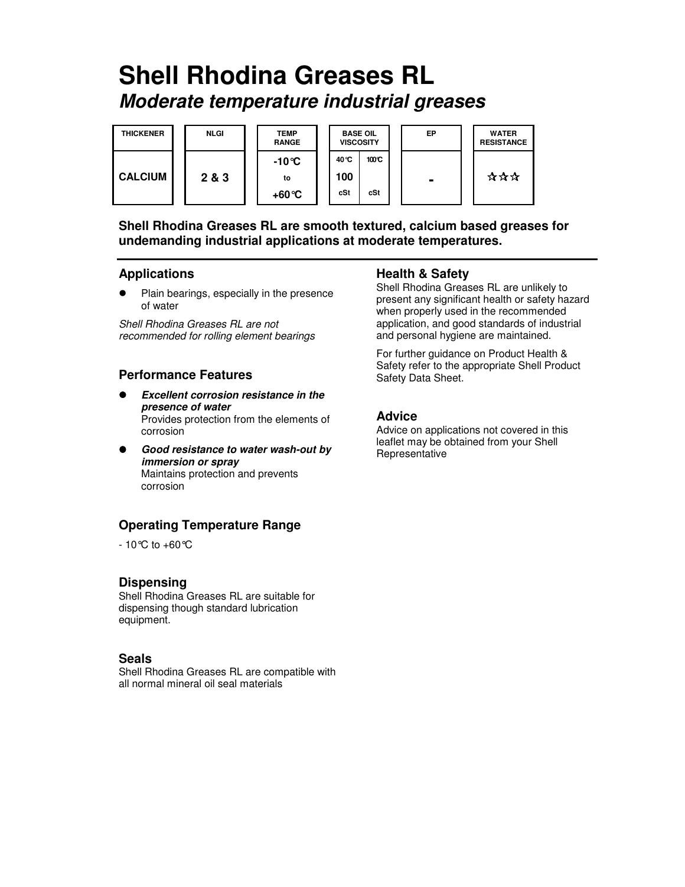# Shell Rhodina Greases RL

## *Moderate temperature industrial greases*

| THICKENER | NLGI | TEMP RANGE | BASE OIL VISCOSITY | | EP | WATER RESISTANCE |
|---|---|---|---|---|---|---|
| | | | 40°C | 100°C | | |
| CALCIUM | 2 & 3 | -10°C to +60°C | 100 cSt | cSt | - | ☆☆☆ |

**Shell Rhodina Greases RL are smooth textured, calcium based greases for undemanding industrial applications at moderate temperatures.**

### Applications

- Plain bearings, especially in the presence of water

*Shell Rhodina Greases RL are not recommended for rolling element bearings*

### Performance Features

- ***Excellent corrosion resistance in the presence of water***
  Provides protection from the elements of corrosion
- ***Good resistance to water wash-out by immersion or spray***
  Maintains protection and prevents corrosion

### Operating Temperature Range

- 10°C to +60°C

### Dispensing

Shell Rhodina Greases RL are suitable for dispensing though standard lubrication equipment.

### Seals

Shell Rhodina Greases RL are compatible with all normal mineral oil seal materials

### Health & Safety

Shell Rhodina Greases RL are unlikely to present any significant health or safety hazard when properly used in the recommended application, and good standards of industrial and personal hygiene are maintained.

For further guidance on Product Health & Safety refer to the appropriate Shell Product Safety Data Sheet.

### Advice

Advice on applications not covered in this leaflet may be obtained from your Shell Representative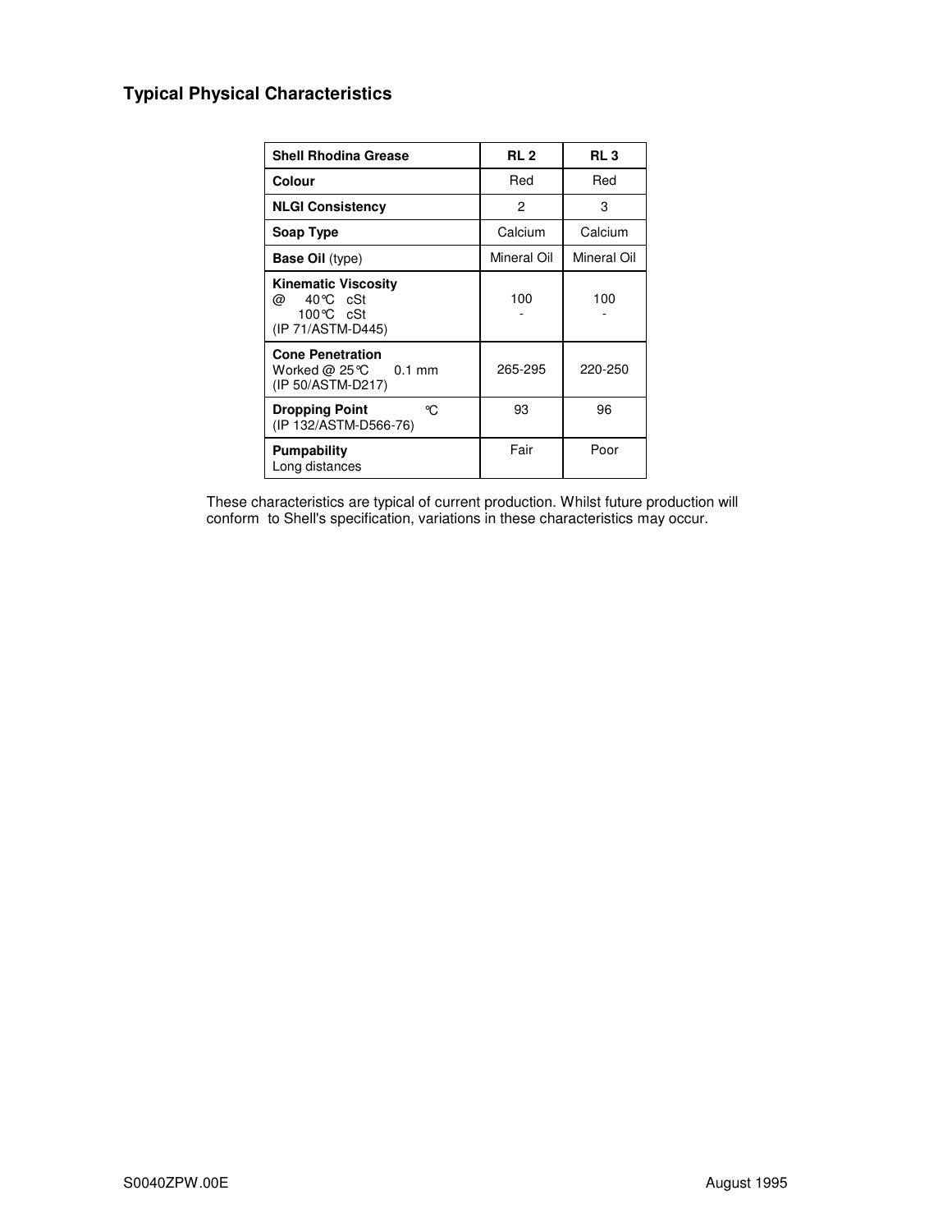## Typical Physical Characteristics

| Shell Rhodina Grease | RL 2 | RL 3 |
|---|---|---|
| **Colour** | Red | Red |
| **NLGI Consistency** | 2 | 3 |
| **Soap Type** | Calcium | Calcium |
| **Base Oil** (type) | Mineral Oil | Mineral Oil |
| **Kinematic Viscosity**<br>@ 40°C cSt<br>100°C cSt<br>(IP 71/ASTM-D445) | 100<br>- | 100<br>- |
| **Cone Penetration**<br>Worked @ 25°C 0.1 mm<br>(IP 50/ASTM-D217) | 265-295 | 220-250 |
| **Dropping Point** °C<br>(IP 132/ASTM-D566-76) | 93 | 96 |
| **Pumpability**<br>Long distances | Fair | Poor |

These characteristics are typical of current production. Whilst future production will conform to Shell's specification, variations in these characteristics may occur.

S0040ZPW.00E August 1995